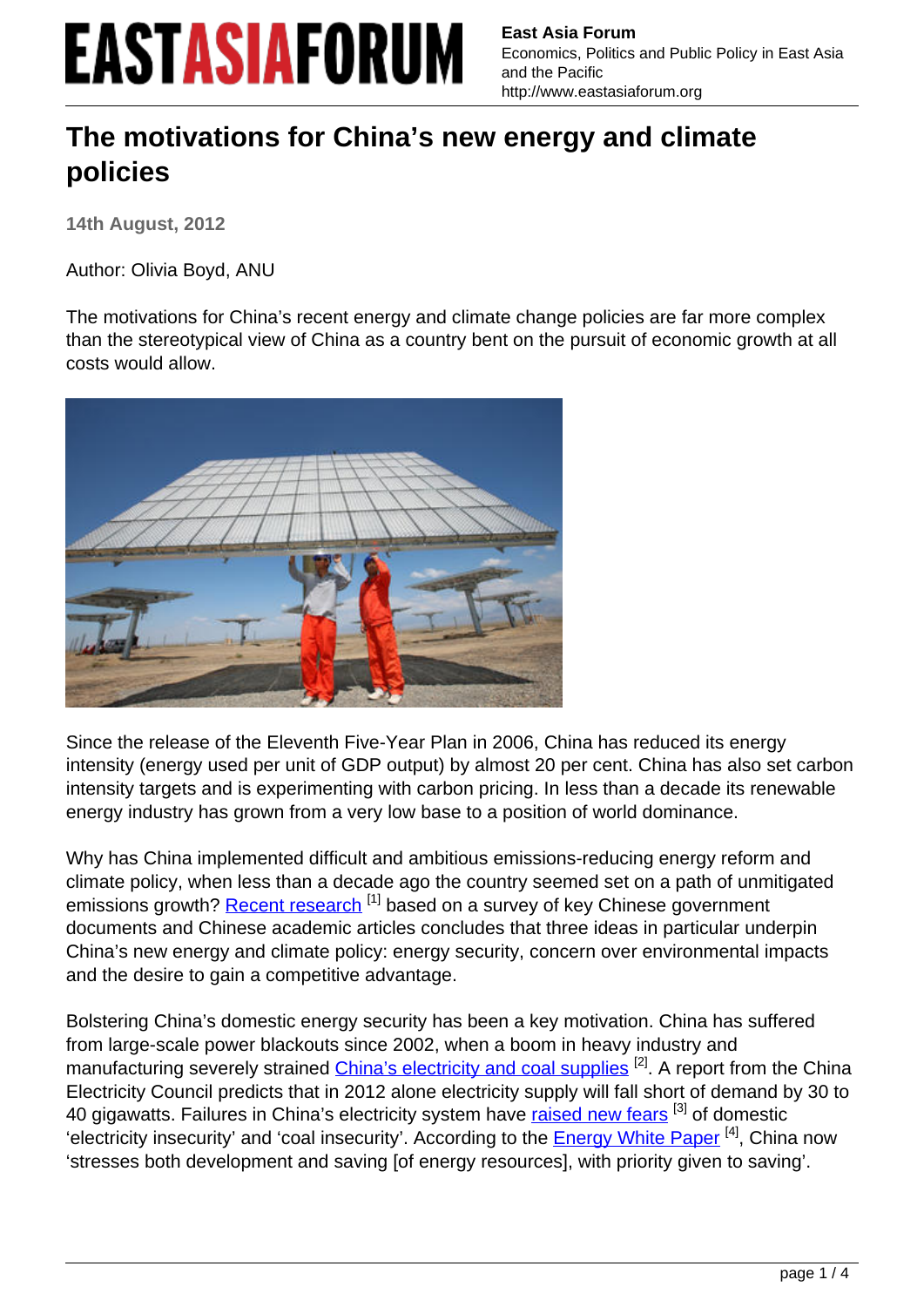# The motivations for China's new energy and climate policies

**14th August, 2012**

Author: Olivia Boyd, ANU

The motivations for China's recent energy and climate change policies are far more complex than the stereotypical view of China as a country bent on the pursuit of economic growth at all costs would allow.

Since the release of the Eleventh Five-Year Plan in 2006, China has reduced its energy intensity (energy used per unit of GDP output) by almost 20 per cent. China has also set carbon intensity targets and is experimenting with carbon pricing. In less than a decade its renewable energy industry has grown from a very low base to a position of world dominance.

Why has China implemented difficult and ambitious emissions-reducing energy reform and climate policy, when less than a decade ago the country seemed set on a path of unmitigated emissions growth? Recent research [1] based on a survey of key Chinese government documents and Chinese academic articles concludes that three ideas in particular underpin China's new energy and climate policy: energy security, concern over environmental impacts and the desire to gain a competitive advantage.

Bolstering China's domestic energy security has been a key motivation. China has suffered from large-scale power blackouts since 2002, when a boom in heavy industry and manufacturing severely strained China's electricity and coal supplies [2]. A report from the China Electricity Council predicts that in 2012 alone electricity supply will fall short of demand by 30 to 40 gigawatts. Failures in China's electricity system have raised new fears [3] of domestic 'electricity insecurity' and 'coal insecurity'. According to the Energy White Paper [4], China now 'stresses both development and saving [of energy resources], with priority given to saving'.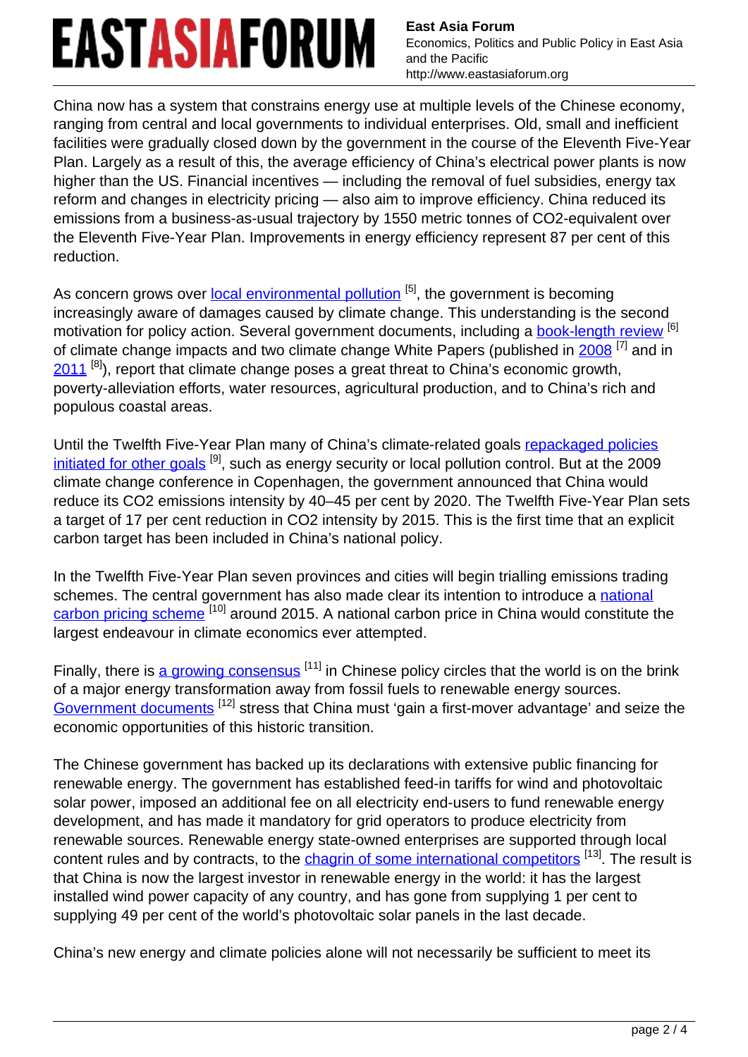China now has a system that constrains energy use at multiple levels of the Chinese economy, ranging from central and local governments to individual enterprises. Old, small and inefficient facilities were gradually closed down by the government in the course of the Eleventh Five-Year Plan. Largely as a result of this, the average efficiency of China's electrical power plants is now higher than the US. Financial incentives — including the removal of fuel subsidies, energy tax reform and changes in electricity pricing — also aim to improve efficiency. China reduced its emissions from a business-as-usual trajectory by 1550 metric tonnes of CO2-equivalent over the Eleventh Five-Year Plan. Improvements in energy efficiency represent 87 per cent of this reduction.

As concern grows over local environmental pollution [5], the government is becoming increasingly aware of damages caused by climate change. This understanding is the second motivation for policy action. Several government documents, including a book-length review [6] of climate change impacts and two climate change White Papers (published in 2008 [7] and in 2011 [8]), report that climate change poses a great threat to China's economic growth, poverty-alleviation efforts, water resources, agricultural production, and to China's rich and populous coastal areas.

Until the Twelfth Five-Year Plan many of China's climate-related goals repackaged policies initiated for other goals [9], such as energy security or local pollution control. But at the 2009 climate change conference in Copenhagen, the government announced that China would reduce its CO2 emissions intensity by 40–45 per cent by 2020. The Twelfth Five-Year Plan sets a target of 17 per cent reduction in CO2 intensity by 2015. This is the first time that an explicit carbon target has been included in China's national policy.

In the Twelfth Five-Year Plan seven provinces and cities will begin trialling emissions trading schemes. The central government has also made clear its intention to introduce a national carbon pricing scheme [10] around 2015. A national carbon price in China would constitute the largest endeavour in climate economics ever attempted.

Finally, there is a growing consensus [11] in Chinese policy circles that the world is on the brink of a major energy transformation away from fossil fuels to renewable energy sources. Government documents [12] stress that China must 'gain a first-mover advantage' and seize the economic opportunities of this historic transition.

The Chinese government has backed up its declarations with extensive public financing for renewable energy. The government has established feed-in tariffs for wind and photovoltaic solar power, imposed an additional fee on all electricity end-users to fund renewable energy development, and has made it mandatory for grid operators to produce electricity from renewable sources. Renewable energy state-owned enterprises are supported through local content rules and by contracts, to the chagrin of some international competitors [13]. The result is that China is now the largest investor in renewable energy in the world: it has the largest installed wind power capacity of any country, and has gone from supplying 1 per cent to supplying 49 per cent of the world's photovoltaic solar panels in the last decade.

China's new energy and climate policies alone will not necessarily be sufficient to meet its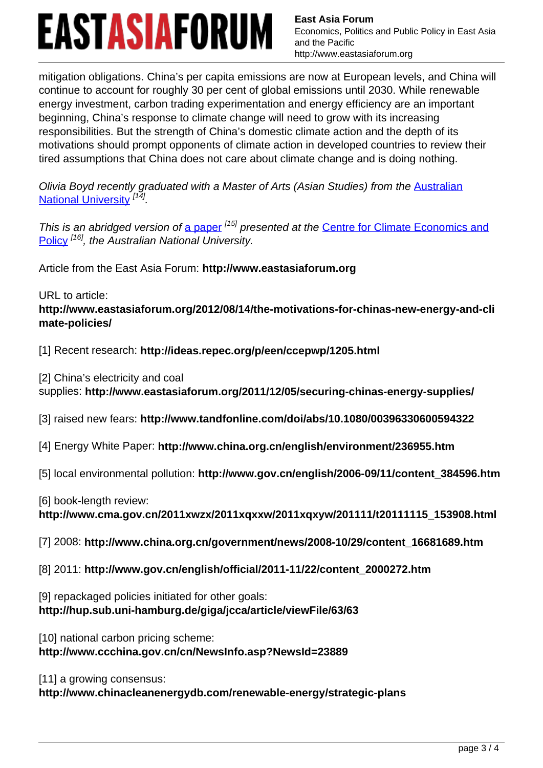mitigation obligations. China's per capita emissions are now at European levels, and China will continue to account for roughly 30 per cent of global emissions until 2030. While renewable energy investment, carbon trading experimentation and energy efficiency are an important beginning, China's response to climate change will need to grow with its increasing responsibilities. But the strength of China's domestic climate action and the depth of its motivations should prompt opponents of climate action in developed countries to review their tired assumptions that China does not care about climate change and is doing nothing.

*Olivia Boyd recently graduated with a Master of Arts (Asian Studies) from the* [Australian National University](#) [14].

*This is an abridged version of* [a paper](#) [15] *presented at the* [Centre for Climate Economics and Policy](#) [16]*, the Australian National University.*

Article from the East Asia Forum: **http://www.eastasiaforum.org**

URL to article:
**http://www.eastasiaforum.org/2012/08/14/the-motivations-for-chinas-new-energy-and-climate-policies/**

[1] Recent research: **http://ideas.repec.org/p/een/ccepwp/1205.html**

[2] China's electricity and coal supplies: **http://www.eastasiaforum.org/2011/12/05/securing-chinas-energy-supplies/**

[3] raised new fears: **http://www.tandfonline.com/doi/abs/10.1080/00396330600594322**

[4] Energy White Paper: **http://www.china.org.cn/english/environment/236955.htm**

[5] local environmental pollution: **http://www.gov.cn/english/2006-09/11/content_384596.htm**

[6] book-length review: **http://www.cma.gov.cn/2011xwzx/2011xqxxw/2011xqxyw/201111/t20111115_153908.html**

[7] 2008: **http://www.china.org.cn/government/news/2008-10/29/content_16681689.htm**

[8] 2011: **http://www.gov.cn/english/official/2011-11/22/content_2000272.htm**

[9] repackaged policies initiated for other goals: **http://hup.sub.uni-hamburg.de/giga/jcca/article/viewFile/63/63**

[10] national carbon pricing scheme: **http://www.ccchina.gov.cn/cn/NewsInfo.asp?NewsId=23889**

[11] a growing consensus: **http://www.chinacleanenergydb.com/renewable-energy/strategic-plans**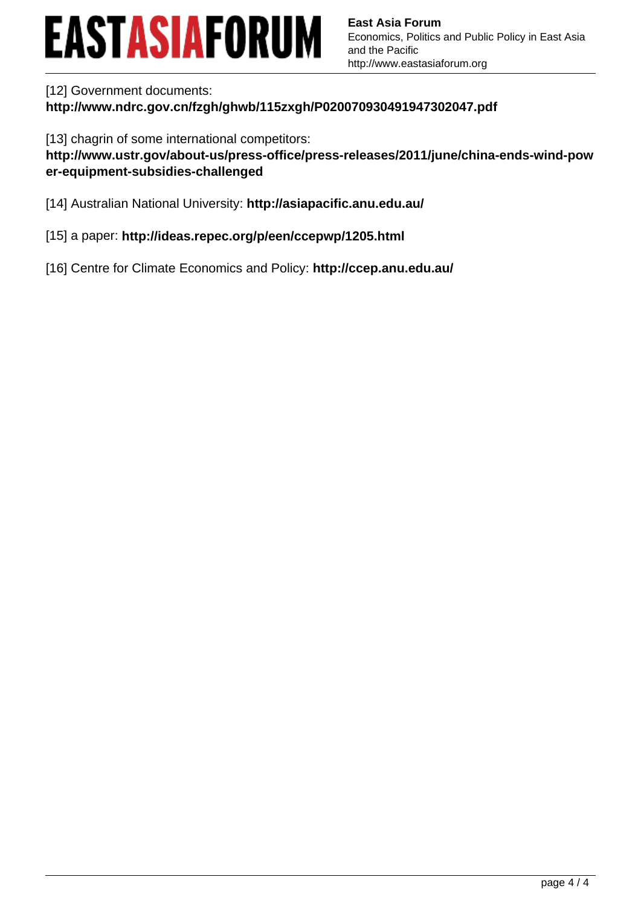[12] Government documents:
**http://www.ndrc.gov.cn/fzgh/ghwb/115zxgh/P020070930491947302047.pdf**

[13] chagrin of some international competitors:
**http://www.ustr.gov/about-us/press-office/press-releases/2011/june/china-ends-wind-power-equipment-subsidies-challenged**

[14] Australian National University: **http://asiapacific.anu.edu.au/**

[15] a paper: **http://ideas.repec.org/p/een/ccepwp/1205.html**

[16] Centre for Climate Economics and Policy: **http://ccep.anu.edu.au/**